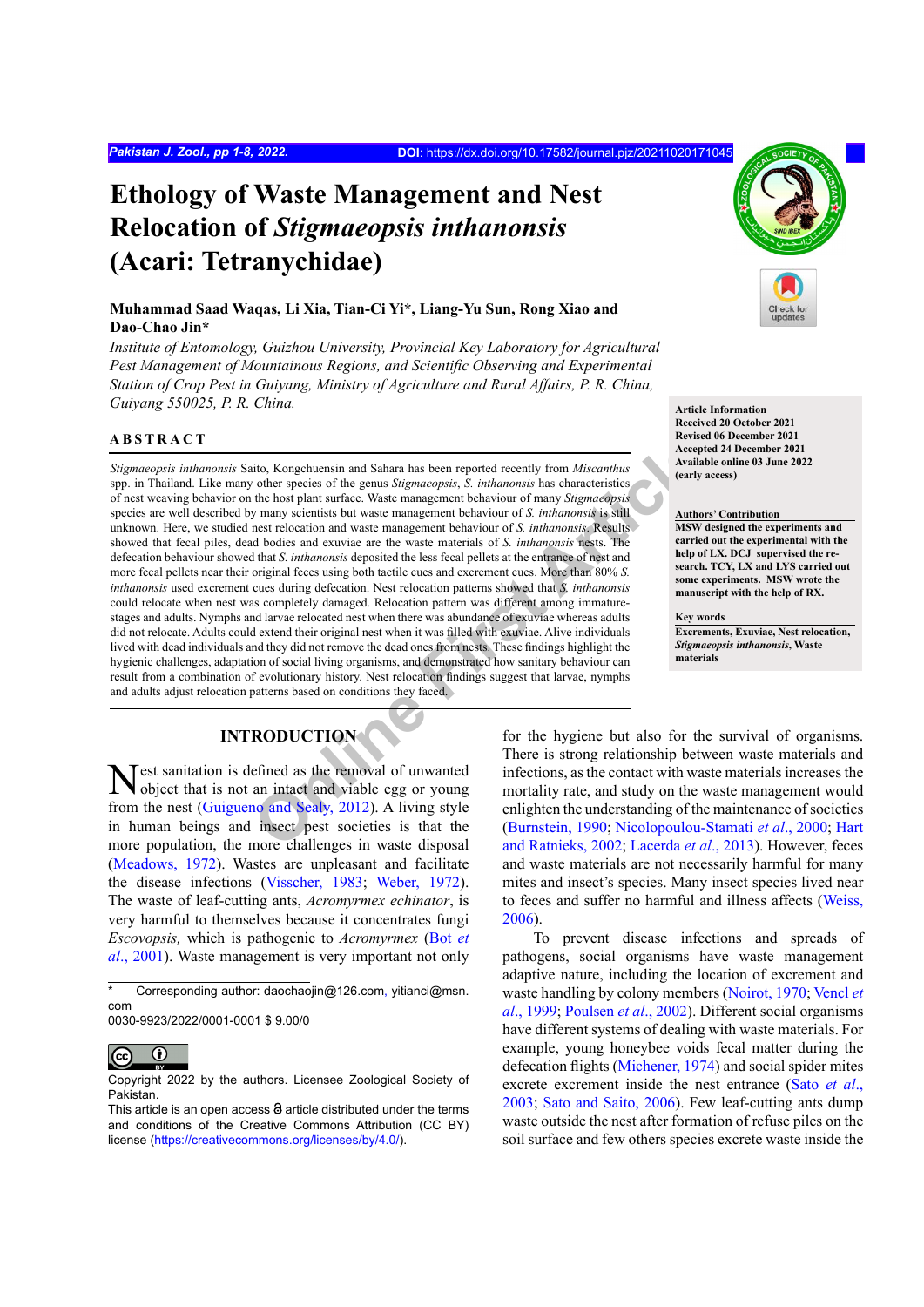# Ethology of Waste Management and Nest Relocation of *Stigmaeopsis inthanonsis* (Acari: Tetranychidae)

**Muhammad Saad Waqas, Li Xia, Tian-Ci Yi\*, Liang-Yu Sun, Rong Xiao and Dao-Chao Jin\***

*Institute of Entomology, Guizhou University, Provincial Key Laboratory for Agricultural Pest Management of Mountainous Regions, and Scientific Observing and Experimental Station of Crop Pest in Guiyang, Ministry of Agriculture and Rural Affairs, P. R. China, Guiyang 550025, P. R. China.*

**Article Information**
**Received 20 October 2021**
**Revised 06 December 2021**
**Accepted 24 December 2021**
**Available online 03 June 2022 (early access)**

**Authors' Contribution**
**MSW designed the experiments and carried out the experimental with the help of LX. DCJ supervised the research. TCY, LX and LYS carried out some experiments. MSW wrote the manuscript with the help of RX.**

**Key words**
**Excrements, Exuviae, Nest relocation, *Stigmaeopsis inthanonsis*, Waste materials**

## ABSTRACT

*Stigmaeopsis inthanonsis* Saito, Kongchuensin and Sahara has been reported recently from *Miscanthus* spp. in Thailand. Like many other species of the genus *Stigmaeopsis*, *S. inthanonsis* has characteristics of nest weaving behavior on the host plant surface. Waste management behaviour of many *Stigmaeopsis* species are well described by many scientists but waste management behaviour of *S. inthanonsis* is still unknown. Here, we studied nest relocation and waste management behaviour of *S. inthanonsis*. Results showed that fecal piles, dead bodies and exuviae are the waste materials of *S. inthanonsis* nests. The defecation behaviour showed that *S. inthanonsis* deposited the less fecal pellets at the entrance of nest and more fecal pellets near their original feces using both tactile cues and excrement cues. More than 80% *S. inthanonsis* used excrement cues during defecation. Nest relocation patterns showed that *S. inthanonsis* could relocate when nest was completely damaged. Relocation pattern was different among immature-stages and adults. Nymphs and larvae relocated nest when there was abundance of exuviae whereas adults did not relocate. Adults could extend their original nest when it was filled with exuviae. Alive individuals lived with dead individuals and they did not remove the dead ones from nests. These findings highlight the hygienic challenges, adaptation of social living organisms, and demonstrated how sanitary behaviour can result from a combination of evolutionary history. Nest relocation findings suggest that larvae, nymphs and adults adjust relocation patterns based on conditions they faced.

## INTRODUCTION

Nest sanitation is defined as the removal of unwanted object that is not an intact and viable egg or young from the nest (Guigueno and Sealy, 2012). A living style in human beings and insect pest societies is that the more population, the more challenges in waste disposal (Meadows, 1972). Wastes are unpleasant and facilitate the disease infections (Visscher, 1983; Weber, 1972). The waste of leaf-cutting ants, *Acromyrmex echinator*, is very harmful to themselves because it concentrates fungi *Escovopsis,* which is pathogenic to *Acromyrmex* (Bot *et al*., 2001). Waste management is very important not only for the hygiene but also for the survival of organisms. There is strong relationship between waste materials and infections, as the contact with waste materials increases the mortality rate, and study on the waste management would enlighten the understanding of the maintenance of societies (Burnstein, 1990; Nicolopoulou-Stamati *et al*., 2000; Hart and Ratnieks, 2002; Lacerda *et al*., 2013). However, feces and waste materials are not necessarily harmful for many mites and insect's species. Many insect species lived near to feces and suffer no harmful and illness affects (Weiss, 2006).

To prevent disease infections and spreads of pathogens, social organisms have waste management adaptive nature, including the location of excrement and waste handling by colony members (Noirot, 1970; Vencl *et al*., 1999; Poulsen *et al*., 2002). Different social organisms have different systems of dealing with waste materials. For example, young honeybee voids fecal matter during the defecation flights (Michener, 1974) and social spider mites excrete excrement inside the nest entrance (Sato *et al*., 2003; Sato and Saito, 2006). Few leaf-cutting ants dump waste outside the nest after formation of refuse piles on the soil surface and few others species excrete waste inside the

\* Corresponding author: daochaojin@126.com, yitianci@msn.com
0030-9923/2022/0001-0001 $ 9.00/0

Copyright 2022 by the authors. Licensee Zoological Society of Pakistan.
This article is an open access article distributed under the terms and conditions of the Creative Commons Attribution (CC BY) license (https://creativecommons.org/licenses/by/4.0/).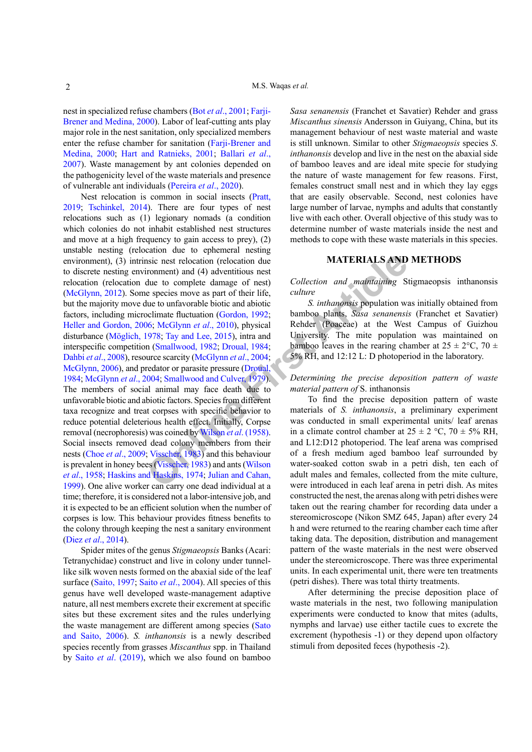nest in specialized refuse chambers (Bot *et al*., 2001; Farji-Brener and Medina, 2000). Labor of leaf-cutting ants play major role in the nest sanitation, only specialized members enter the refuse chamber for sanitation (Farji-Brener and Medina, 2000; Hart and Ratnieks, 2001; Ballari *et al*., 2007). Waste management by ant colonies depended on the pathogenicity level of the waste materials and presence of vulnerable ant individuals (Pereira *et al*., 2020).

Nest relocation is common in social insects (Pratt, 2019; Tschinkel, 2014). There are four types of nest relocations such as (1) legionary nomads (a condition which colonies do not inhabit established nest structures and move at a high frequency to gain access to prey), (2) unstable nesting (relocation due to ephemeral nesting environment), (3) intrinsic nest relocation (relocation due to discrete nesting environment) and (4) adventitious nest relocation (relocation due to complete damage of nest) (McGlynn, 2012). Some species move as part of their life, but the majority move due to unfavorable biotic and abiotic factors, including microclimate fluctuation (Gordon, 1992; Heller and Gordon, 2006; McGlynn *et al*., 2010), physical disturbance (Möglich, 1978; Tay and Lee, 2015), intra and interspecific competition (Smallwood, 1982; Droual, 1984; Dahbi *et al*., 2008), resource scarcity (McGlynn *et al*., 2004; McGlynn, 2006), and predator or parasite pressure (Droual, 1984; McGlynn *et al*., 2004; Smallwood and Culver, 1979). The members of social animal may face death due to unfavorable biotic and abiotic factors. Species from different taxa recognize and treat corpses with specific behavior to reduce potential deleterious health effect. Initially, Corpse removal (necrophoresis) was coined by Wilson *et al*. (1958). Social insects removed dead colony members from their nests (Choe *et al*., 2009; Visscher, 1983) and this behaviour is prevalent in honey bees (Visscher, 1983) and ants (Wilson *et al*., 1958; Haskins and Haskins, 1974; Julian and Cahan, 1999). One alive worker can carry one dead individual at a time; therefore, it is considered not a labor-intensive job, and it is expected to be an efficient solution when the number of corpses is low. This behaviour provides fitness benefits to the colony through keeping the nest a sanitary environment (Diez *et al*., 2014).

Spider mites of the genus *Stigmaeopsis* Banks (Acari: Tetranychidae) construct and live in colony under tunnel-like silk woven nests formed on the abaxial side of the leaf surface (Saito, 1997; Saito *et al*., 2004). All species of this genus have well developed waste-management adaptive nature, all nest members excrete their excrement at specific sites but these excrement sites and the rules underlying the waste management are different among species (Sato and Saito, 2006). *S. inthanonsis* is a newly described species recently from grasses *Miscanthus* spp. in Thailand by Saito *et al*. (2019), which we also found on bamboo *Sasa senanensis* (Franchet et Savatier) Rehder and grass *Miscanthus sinensis* Andersson in Guiyang, China, but its management behaviour of nest waste material and waste is still unknown. Similar to other *Stigmaeopsis* species *S. inthanonsis* develop and live in the nest on the abaxial side of bamboo leaves and are ideal mite specie for studying the nature of waste management for few reasons. First, females construct small nest and in which they lay eggs that are easily observable. Second, nest colonies have large number of larvae, nymphs and adults that constantly live with each other. Overall objective of this study was to determine number of waste materials inside the nest and methods to cope with these waste materials in this species.

## MATERIALS AND METHODS

*Collection and maintaining* Stigmaeopsis inthanonsis *culture*

*S. inthanonsis* population was initially obtained from bamboo plants, *Sasa senanensis* (Franchet et Savatier) Rehder (Poaceae) at the West Campus of Guizhou University. The mite population was maintained on bamboo leaves in the rearing chamber at 25 ± 2°C, 70 ± 5% RH, and 12:12 L: D photoperiod in the laboratory.

*Determining the precise deposition pattern of waste material pattern of* S. inthanonsis

To find the precise deposition pattern of waste materials of *S. inthanonsis*, a preliminary experiment was conducted in small experimental units/ leaf arenas in a climate control chamber at 25 ± 2 °C, 70 ± 5% RH, and L12:D12 photoperiod. The leaf arena was comprised of a fresh medium aged bamboo leaf surrounded by water-soaked cotton swab in a petri dish, ten each of adult males and females, collected from the mite culture, were introduced in each leaf arena in petri dish. As mites constructed the nest, the arenas along with petri dishes were taken out the rearing chamber for recording data under a stereomicroscope (Nikon SMZ 645, Japan) after every 24 h and were returned to the rearing chamber each time after taking data. The deposition, distribution and management pattern of the waste materials in the nest were observed under the stereomicroscope. There was three experimental units. In each experimental unit, there were ten treatments (petri dishes). There was total thirty treatments.

After determining the precise deposition place of waste materials in the nest, two following manipulation experiments were conducted to know that mites (adults, nymphs and larvae) use either tactile cues to excrete the excrement (hypothesis -1) or they depend upon olfactory stimuli from deposited feces (hypothesis -2).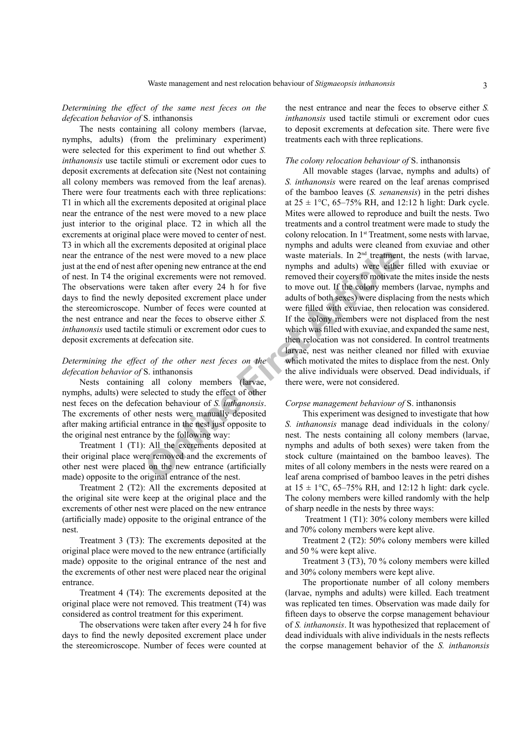*Determining the effect of the same nest feces on the defecation behavior of* S. inthanonsis

The nests containing all colony members (larvae, nymphs, adults) (from the preliminary experiment) were selected for this experiment to find out whether *S. inthanonsis* use tactile stimuli or excrement odor cues to deposit excrements at defecation site (Nest not containing all colony members was removed from the leaf arenas). There were four treatments each with three replications: T1 in which all the excrements deposited at original place near the entrance of the nest were moved to a new place just interior to the original place. T2 in which all the excrements at original place were moved to center of nest. T3 in which all the excrements deposited at original place near the entrance of the nest were moved to a new place just at the end of nest after opening new entrance at the end of nest. In T4 the original excrements were not removed. The observations were taken after every 24 h for five days to find the newly deposited excrement place under the stereomicroscope. Number of feces were counted at the nest entrance and near the feces to observe either *S. inthanonsis* used tactile stimuli or excrement odor cues to deposit excrements at defecation site.

*Determining the effect of the other nest feces on the defecation behavior of* S. inthanonsis

Nests containing all colony members (larvae, nymphs, adults) were selected to study the effect of other nest feces on the defecation behaviour of *S. inthanonsis*. The excrements of other nests were manually deposited after making artificial entrance in the nest just opposite to the original nest entrance by the following way:

Treatment 1 (T1): All the excrements deposited at their original place were removed and the excrements of other nest were placed on the new entrance (artificially made) opposite to the original entrance of the nest.

Treatment 2 (T2): All the excrements deposited at the original site were keep at the original place and the excrements of other nest were placed on the new entrance (artificially made) opposite to the original entrance of the nest.

Treatment 3 (T3): The excrements deposited at the original place were moved to the new entrance (artificially made) opposite to the original entrance of the nest and the excrements of other nest were placed near the original entrance.

Treatment 4 (T4): The excrements deposited at the original place were not removed. This treatment (T4) was considered as control treatment for this experiment.

The observations were taken after every 24 h for five days to find the newly deposited excrement place under the stereomicroscope. Number of feces were counted at the nest entrance and near the feces to observe either *S. inthanonsis* used tactile stimuli or excrement odor cues to deposit excrements at defecation site. There were five treatments each with three replications.

*The colony relocation behaviour of* S. inthanonsis

All movable stages (larvae, nymphs and adults) of *S. inthanonsis* were reared on the leaf arenas comprised of the bamboo leaves (*S. senanensis*) in the petri dishes at 25 ± 1°C, 65–75% RH, and 12:12 h light: Dark cycle. Mites were allowed to reproduce and built the nests. Two treatments and a control treatment were made to study the colony relocation. In 1st Treatment, some nests with larvae, nymphs and adults were cleaned from exuviae and other waste materials. In 2nd treatment, the nests (with larvae, nymphs and adults) were either filled with exuviae or removed their covers to motivate the mites inside the nests to move out. If the colony members (larvae, nymphs and adults of both sexes) were displacing from the nests which were filled with exuviae, then relocation was considered. If the colony members were not displaced from the nest which was filled with exuviae, and expanded the same nest, then relocation was not considered. In control treatments larvae, nest was neither cleaned nor filled with exuviae which motivated the mites to displace from the nest. Only the alive individuals were observed. Dead individuals, if there were, were not considered.

*Corpse management behaviour of* S. inthanonsis

This experiment was designed to investigate that how *S. inthanonsis* manage dead individuals in the colony/nest. The nests containing all colony members (larvae, nymphs and adults of both sexes) were taken from the stock culture (maintained on the bamboo leaves). The mites of all colony members in the nests were reared on a leaf arena comprised of bamboo leaves in the petri dishes at 15 ± 1°C, 65–75% RH, and 12:12 h light: dark cycle. The colony members were killed randomly with the help of sharp needle in the nests by three ways:

Treatment 1 (T1): 30% colony members were killed and 70% colony members were kept alive.

Treatment 2 (T2): 50% colony members were killed and 50 % were kept alive.

Treatment 3 (T3), 70 % colony members were killed and 30% colony members were kept alive.

The proportionate number of all colony members (larvae, nymphs and adults) were killed. Each treatment was replicated ten times. Observation was made daily for fifteen days to observe the corpse management behaviour of *S. inthanonsis*. It was hypothesized that replacement of dead individuals with alive individuals in the nests reflects the corpse management behavior of the *S. inthanonsis*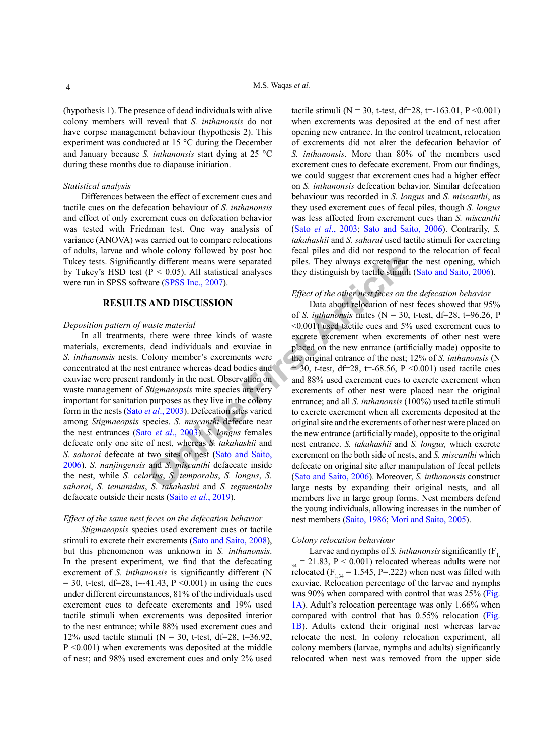(hypothesis 1). The presence of dead individuals with alive colony members will reveal that *S. inthanonsis* do not have corpse management behaviour (hypothesis 2). This experiment was conducted at 15 °C during the December and January because *S. inthanonsis* start dying at 25 °C during these months due to diapause initiation.

*Statistical analysis*

Differences between the effect of excrement cues and tactile cues on the defecation behaviour of *S. inthanonsis* and effect of only excrement cues on defecation behavior was tested with Friedman test. One way analysis of variance (ANOVA) was carried out to compare relocations of adults, larvae and whole colony followed by post hoc Tukey tests. Significantly different means were separated by Tukey's HSD test ($P < 0.05$). All statistical analyses were run in SPSS software (SPSS Inc., 2007).

## RESULTS AND DISCUSSION

*Deposition pattern of waste material*

In all treatments, there were three kinds of waste materials, excrements, dead individuals and exuviae in *S. inthanonsis* nests. Colony member's excrements were concentrated at the nest entrance whereas dead bodies and exuviae were present randomly in the nest. Observation on waste management of *Stigmaeopsis* mite species are very important for sanitation purposes as they live in the colony form in the nests (Sato *et al*., 2003). Defecation sites varied among *Stigmaeopsis* species. *S. miscanthi* defecate near the nest entrances (Sato *et al*., 2003). *S. longus* females defecate only one site of nest, whereas *S. takahashii* and *S. saharai* defecate at two sites of nest (Sato and Saito, 2006). *S. nanjingensis* and *S. miscanthi* defaecate inside the nest, while *S. celarius*, *S. temporalis*, *S. longus*, *S. saharai*, *S. tenuinidus*, *S. takahashii* and *S. tegmentalis* defaecate outside their nests (Saito *et al*., 2019).

*Effect of the same nest feces on the defecation behavior*

*Stigmaeopsis* species used excrement cues or tactile stimuli to excrete their excrements (Sato and Saito, 2008), but this phenomenon was unknown in *S. inthanonsis*. In the present experiment, we find that the defecating excrement of *S. inthanonsis* is significantly different ($N = 30$, t-test, df=28, t=-41.43, $P < 0.001$) in using the cues under different circumstances, 81% of the individuals used excrement cues to defecate excrements and 19% used tactile stimuli when excrements was deposited interior to the nest entrance; while 88% used excrement cues and 12% used tactile stimuli ($N = 30$, t-test, df=28, t=36.92, $P < 0.001$) when excrement was deposited at the middle of nest; and 98% used excrement cues and only 2% used tactile stimuli ($N = 30$, t-test, df=28, t=-163.01, $P < 0.001$) when excrements was deposited at the end of nest after opening new entrance. In the control treatment, relocation of excrements did not alter the defecation behavior of *S. inthanonsis*. More than 80% of the members used excrement cues to defecate excrement. From our findings, we could suggest that excrement cues had a higher effect on *S. inthanonsis* defecation behavior. Similar defecation behaviour was recorded in *S. longus* and *S. miscanthi*, as they used excrement cues of fecal piles, though *S. longus* was less affected from excrement cues than *S. miscanthi* (Sato *et al*., 2003; Sato and Saito, 2006). Contrarily, *S. takahashii* and *S. saharai* used tactile stimuli for excreting fecal piles and did not respond to the relocation of fecal piles. They always excrete near the nest opening, which they distinguish by tactile stimuli (Sato and Saito, 2006).

*Effect of the other nest feces on the defecation behavior*

Data about relocation of nest feces showed that 95% of *S. inthanonsis* mites ($N = 30$, t-test, df=28, t=96.26, $P < 0.001$) used tactile cues and 5% used excrement cues to excrete excrement when excrements of other nest were placed on the new entrance (artificially made) opposite to the original entrance of the nest; 12% of *S. inthanonsis* ($N = 30$, t-test, df=28, t=-68.56, $P < 0.001$) used tactile cues and 88% used excrement cues to excrete excrement when excrements of other nest were placed near the original entrance; and all *S. inthanonsis* (100%) used tactile stimuli to excrete excrement when all excrements deposited at the original site and the excrements of other nest were placed on the new entrance (artificially made), opposite to the original nest entrance. *S. takahashii* and *S. longus,* which excrete excrement on the both side of nests, and *S. miscanthi* which defecate on original site after manipulation of fecal pellets (Sato and Saito, 2006). Moreover, *S. inthanonsis* construct large nests by expanding their original nests, and all members live in large group forms. Nest members defend the young individuals, allowing increases in the number of nest members (Saito, 1986; Mori and Saito, 2005).

*Colony relocation behaviour*

Larvae and nymphs of *S. inthanonsis* significantly ($F_{1,34} = 21.83$, $P < 0.001$) relocated whereas adults were not relocated ($F_{1,34} = 1.545$, $P=.222$) when nest was filled with exuviae. Relocation percentage of the larvae and nymphs was 90% when compared with control that was 25% (Fig. 1A). Adult's relocation percentage was only 1.66% when compared with control that has 0.55% relocation (Fig. 1B). Adults extend their original nest whereas larvae relocate the nest. In colony relocation experiment, all colony members (larvae, nymphs and adults) significantly relocated when nest was removed from the upper side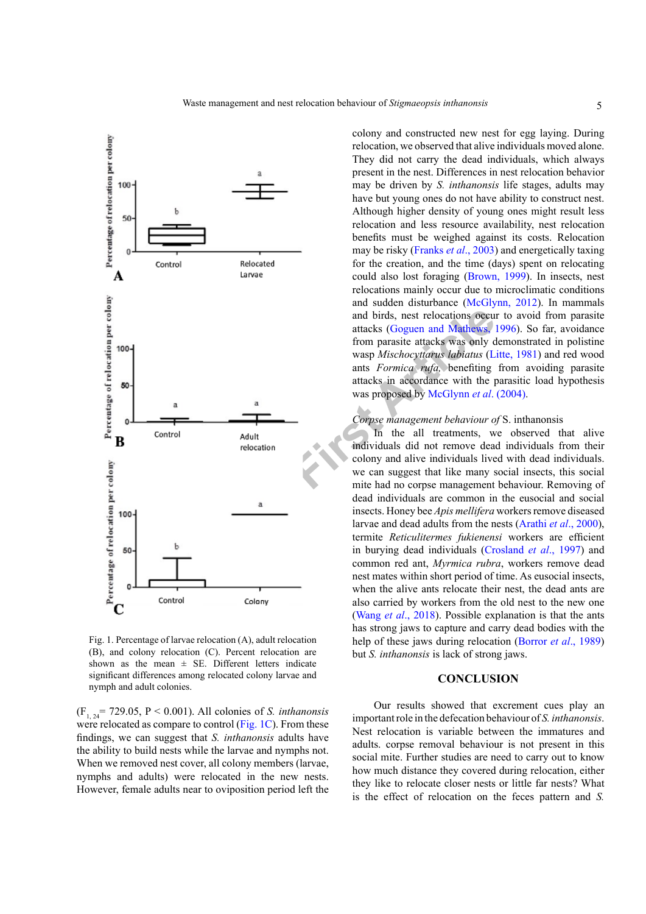Fig. 1. Percentage of larvae relocation (A), adult relocation (B), and colony relocation (C). Percent relocation are shown as the mean ± SE. Different letters indicate significant differences among relocated colony larvae and nymph and adult colonies.

($F_{1, 24}$= 729.05, P < 0.001). All colonies of *S. inthanonsis* were relocated as compare to control (Fig. 1C). From these findings, we can suggest that *S. inthanonsis* adults have the ability to build nests while the larvae and nymphs not. When we removed nest cover, all colony members (larvae, nymphs and adults) were relocated in the new nests. However, female adults near to oviposition period left the colony and constructed new nest for egg laying. During relocation, we observed that alive individuals moved alone. They did not carry the dead individuals, which always present in the nest. Differences in nest relocation behavior may be driven by *S. inthanonsis* life stages, adults may have but young ones do not have ability to construct nest. Although higher density of young ones might result less relocation and less resource availability, nest relocation benefits must be weighed against its costs. Relocation may be risky (Franks *et al*., 2003) and energetically taxing for the creation, and the time (days) spent on relocating could also lost foraging (Brown, 1999). In insects, nest relocations mainly occur due to microclimatic conditions and sudden disturbance (McGlynn, 2012). In mammals and birds, nest relocations occur to avoid from parasite attacks (Goguen and Mathews, 1996). So far, avoidance from parasite attacks was only demonstrated in polistine wasp *Mischocyttarus labiatus* (Litte, 1981) and red wood ants *Formica rufa*, benefiting from avoiding parasite attacks in accordance with the parasitic load hypothesis was proposed by McGlynn *et al*. (2004).

*Corpse management behaviour of* S. inthanonsis

In the all treatments, we observed that alive individuals did not remove dead individuals from their colony and alive individuals lived with dead individuals. we can suggest that like many social insects, this social mite had no corpse management behaviour. Removing of dead individuals are common in the eusocial and social insects. Honey bee *Apis mellifera* workers remove diseased larvae and dead adults from the nests (Arathi *et al*., 2000), termite *Reticulitermes fukienensi* workers are efficient in burying dead individuals (Crosland *et al*., 1997) and common red ant, *Myrmica rubra*, workers remove dead nest mates within short period of time. As eusocial insects, when the alive ants relocate their nest, the dead ants are also carried by workers from the old nest to the new one (Wang *et al*., 2018). Possible explanation is that the ants has strong jaws to capture and carry dead bodies with the help of these jaws during relocation (Borror *et al*., 1989) but *S. inthanonsis* is lack of strong jaws.

## CONCLUSION

Our results showed that excrement cues play an important role in the defecation behaviour of *S. inthanonsis*. Nest relocation is variable between the immatures and adults. corpse removal behaviour is not present in this social mite. Further studies are need to carry out to know how much distance they covered during relocation, either they like to relocate closer nests or little far nests? What is the effect of relocation on the feces pattern and *S.*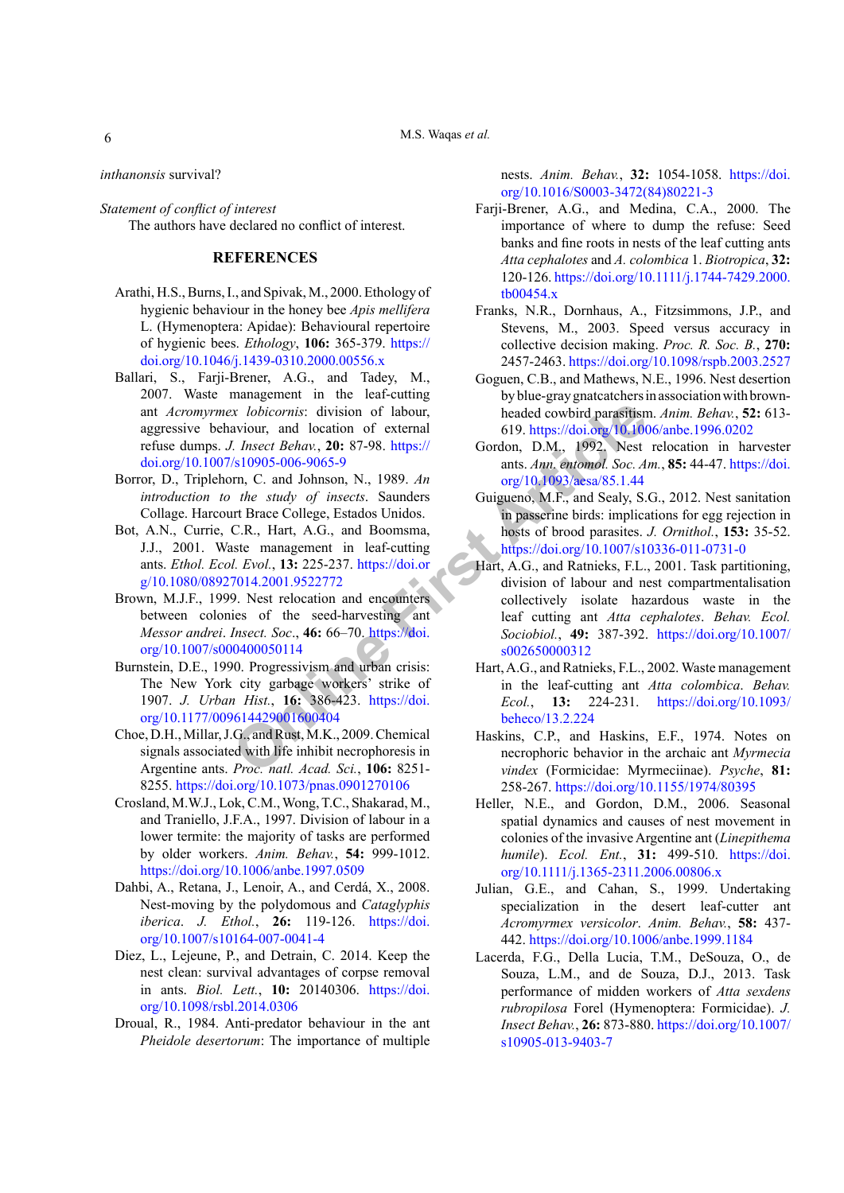*inthanonsis* survival?

*Statement of conflict of interest*

The authors have declared no conflict of interest.

## REFERENCES

Arathi, H.S., Burns, I., and Spivak, M., 2000. Ethology of hygienic behaviour in the honey bee *Apis mellifera* L. (Hymenoptera: Apidae): Behavioural repertoire of hygienic bees. *Ethology*, **106:** 365-379. https://doi.org/10.1046/j.1439-0310.2000.00556.x

Ballari, S., Farji-Brener, A.G., and Tadey, M., 2007. Waste management in the leaf-cutting ant *Acromyrmex lobicornis*: division of labour, aggressive behaviour, and location of external refuse dumps. *J. Insect Behav.*, **20:** 87-98. https://doi.org/10.1007/s10905-006-9065-9

Borror, D., Triplehorn, C. and Johnson, N., 1989. *An introduction to the study of insects*. Saunders Collage. Harcourt Brace College, Estados Unidos.

Bot, A.N., Currie, C.R., Hart, A.G., and Boomsma, J.J., 2001. Waste management in leaf-cutting ants. *Ethol. Ecol. Evol.*, **13:** 225-237. https://doi.org/10.1080/08927014.2001.9522772

Brown, M.J.F., 1999. Nest relocation and encounters between colonies of the seed-harvesting ant *Messor andrei*. *Insect. Soc.*, **46:** 66–70. https://doi.org/10.1007/s000400050114

Burnstein, D.E., 1990. Progressivism and urban crisis: The New York city garbage workers' strike of 1907. *J. Urban Hist.*, **16:** 386-423. https://doi.org/10.1177/009614429001600404

Choe, D.H., Millar, J.G., and Rust, M.K., 2009. Chemical signals associated with life inhibit necrophoresis in Argentine ants. *Proc. natl. Acad. Sci.*, **106:** 8251-8255. https://doi.org/10.1073/pnas.0901270106

Crosland, M.W.J., Lok, C.M., Wong, T.C., Shakarad, M., and Traniello, J.F.A., 1997. Division of labour in a lower termite: the majority of tasks are performed by older workers. *Anim. Behav.*, **54:** 999-1012. https://doi.org/10.1006/anbe.1997.0509

Dahbi, A., Retana, J., Lenoir, A., and Cerdá, X., 2008. Nest-moving by the polydomous and *Cataglyphis iberica*. *J. Ethol.*, **26:** 119-126. https://doi.org/10.1007/s10164-007-0041-4

Diez, L., Lejeune, P., and Detrain, C. 2014. Keep the nest clean: survival advantages of corpse removal in ants. *Biol. Lett.*, **10:** 20140306. https://doi.org/10.1098/rsbl.2014.0306

Droual, R., 1984. Anti-predator behaviour in the ant *Pheidole desertorum*: The importance of multiple nests. *Anim. Behav.*, **32:** 1054-1058. https://doi.org/10.1016/S0003-3472(84)80221-3

Farji-Brener, A.G., and Medina, C.A., 2000. The importance of where to dump the refuse: Seed banks and fine roots in nests of the leaf cutting ants *Atta cephalotes* and *A. colombica* 1. *Biotropica*, **32:** 120-126. https://doi.org/10.1111/j.1744-7429.2000.tb00454.x

Franks, N.R., Dornhaus, A., Fitzsimmons, J.P., and Stevens, M., 2003. Speed versus accuracy in collective decision making. *Proc. R. Soc. B.*, **270:** 2457-2463. https://doi.org/10.1098/rspb.2003.2527

Goguen, C.B., and Mathews, N.E., 1996. Nest desertion by blue-gray gnatcatchers in association with brown-headed cowbird parasitism. *Anim. Behav.*, **52:** 613-619. https://doi.org/10.1006/anbe.1996.0202

Gordon, D.M., 1992. Nest relocation in harvester ants. *Ann. entomol. Soc. Am.*, **85:** 44-47. https://doi.org/10.1093/aesa/85.1.44

Guigueno, M.F., and Sealy, S.G., 2012. Nest sanitation in passerine birds: implications for egg rejection in hosts of brood parasites. *J. Ornithol.*, **153:** 35-52. https://doi.org/10.1007/s10336-011-0731-0

Hart, A.G., and Ratnieks, F.L., 2001. Task partitioning, division of labour and nest compartmentalisation collectively isolate hazardous waste in the leaf cutting ant *Atta cephalotes*. *Behav. Ecol. Sociobiol.*, **49:** 387-392. https://doi.org/10.1007/s002650000312

Hart, A.G., and Ratnieks, F.L., 2002. Waste management in the leaf-cutting ant *Atta colombica*. *Behav. Ecol.*, **13:** 224-231. https://doi.org/10.1093/beheco/13.2.224

Haskins, C.P., and Haskins, E.F., 1974. Notes on necrophoric behavior in the archaic ant *Myrmecia vindex* (Formicidae: Myrmeciinae). *Psyche*, **81:** 258-267. https://doi.org/10.1155/1974/80395

Heller, N.E., and Gordon, D.M., 2006. Seasonal spatial dynamics and causes of nest movement in colonies of the invasive Argentine ant (*Linepithema humile*). *Ecol. Ent.*, **31:** 499-510. https://doi.org/10.1111/j.1365-2311.2006.00806.x

Julian, G.E., and Cahan, S., 1999. Undertaking specialization in the desert leaf-cutter ant *Acromyrmex versicolor*. *Anim. Behav.*, **58:** 437-442. https://doi.org/10.1006/anbe.1999.1184

Lacerda, F.G., Della Lucia, T.M., DeSouza, O., de Souza, L.M., and de Souza, D.J., 2013. Task performance of midden workers of *Atta sexdens rubropilosa* Forel (Hymenoptera: Formicidae). *J. Insect Behav.*, **26:** 873-880. https://doi.org/10.1007/s10905-013-9403-7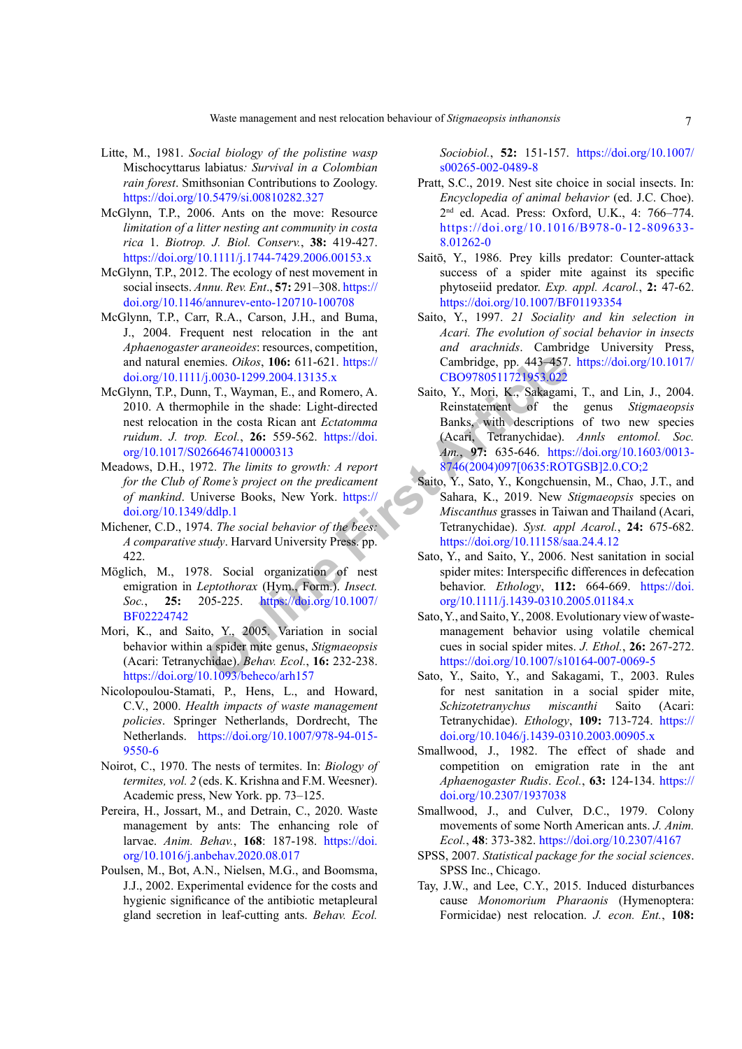Litte, M., 1981. *Social biology of the polistine wasp* Mischocyttarus labiatus*: Survival in a Colombian rain forest*. Smithsonian Contributions to Zoology. https://doi.org/10.5479/si.00810282.327

McGlynn, T.P., 2006. Ants on the move: Resource *limitation of a litter nesting ant community in costa rica* 1. *Biotrop. J. Biol. Conserv.*, **38:** 419-427. https://doi.org/10.1111/j.1744-7429.2006.00153.x

McGlynn, T.P., 2012. The ecology of nest movement in social insects. *Annu. Rev. Ent*., **57:** 291–308. https://doi.org/10.1146/annurev-ento-120710-100708

McGlynn, T.P., Carr, R.A., Carson, J.H., and Buma, J., 2004. Frequent nest relocation in the ant *Aphaenogaster araneoides*: resources, competition, and natural enemies. *Oikos*, **106:** 611-621. https://doi.org/10.1111/j.0030-1299.2004.13135.x

McGlynn, T.P., Dunn, T., Wayman, E., and Romero, A. 2010. A thermophile in the shade: Light-directed nest relocation in the costa Rican ant *Ectatomma ruidum*. *J. trop. Ecol.*, **26:** 559-562. https://doi.org/10.1017/S0266467410000313

Meadows, D.H., 1972. *The limits to growth: A report for the Club of Rome's project on the predicament of mankind*. Universe Books, New York. https://doi.org/10.1349/ddlp.1

Michener, C.D., 1974. *The social behavior of the bees: A comparative study*. Harvard University Press. pp. 422.

Möglich, M., 1978. Social organization of nest emigration in *Leptothorax* (Hym., Form.). *Insect. Soc.*, **25:** 205-225. https://doi.org/10.1007/BF02224742

Mori, K., and Saito, Y., 2005. Variation in social behavior within a spider mite genus, *Stigmaeopsis* (Acari: Tetranychidae). *Behav. Ecol.*, **16:** 232-238. https://doi.org/10.1093/beheco/arh157

Nicolopoulou-Stamati, P., Hens, L., and Howard, C.V., 2000. *Health impacts of waste management policies*. Springer Netherlands, Dordrecht, The Netherlands. https://doi.org/10.1007/978-94-015-9550-6

Noirot, C., 1970. The nests of termites. In: *Biology of termites, vol. 2* (eds. K. Krishna and F.M. Weesner). Academic press, New York. pp. 73–125.

Pereira, H., Jossart, M., and Detrain, C., 2020. Waste management by ants: The enhancing role of larvae. *Anim. Behav.*, **168**: 187-198. https://doi.org/10.1016/j.anbehav.2020.08.017

Poulsen, M., Bot, A.N., Nielsen, M.G., and Boomsma, J.J., 2002. Experimental evidence for the costs and hygienic significance of the antibiotic metapleural gland secretion in leaf-cutting ants. *Behav. Ecol Sociobiol.*, **52:** 151-157. https://doi.org/10.1007/s00265-002-0489-8

Pratt, S.C., 2019. Nest site choice in social insects. In: *Encyclopedia of animal behavior* (ed. J.C. Choe). 2nd ed. Acad. Press: Oxford, U.K., 4: 766–774. https://doi.org/10.1016/B978-0-12-809633-8.01262-0

Saitō, Y., 1986. Prey kills predator: Counter-attack success of a spider mite against its specific phytoseiid predator. *Exp. appl. Acarol.*, **2:** 47-62. https://doi.org/10.1007/BF01193354

Saito, Y., 1997. *21 Sociality and kin selection in Acari. The evolution of social behavior in insects and arachnids*. Cambridge University Press, Cambridge, pp. 443–457. https://doi.org/10.1017/CBO9780511721953.022

Saito, Y., Mori, K., Sakagami, T., and Lin, J., 2004. Reinstatement of the genus *Stigmaeopsis* Banks, with descriptions of two new species (Acari, Tetranychidae). *Annls entomol. Soc. Am.*, **97:** 635-646. https://doi.org/10.1603/0013-8746(2004)097[0635:ROTGSB]2.0.CO;2

Saito, Y., Sato, Y., Kongchuensin, M., Chao, J.T., and Sahara, K., 2019. New *Stigmaeopsis* species on *Miscanthus* grasses in Taiwan and Thailand (Acari, Tetranychidae). *Syst. appl Acarol.*, **24:** 675-682. https://doi.org/10.11158/saa.24.4.12

Sato, Y., and Saito, Y., 2006. Nest sanitation in social spider mites: Interspecific differences in defecation behavior. *Ethology*, **112:** 664-669. https://doi.org/10.1111/j.1439-0310.2005.01184.x

Sato, Y., and Saito, Y., 2008. Evolutionary view of waste-management behavior using volatile chemical cues in social spider mites. *J. Ethol.*, **26:** 267-272. https://doi.org/10.1007/s10164-007-0069-5

Sato, Y., Saito, Y., and Sakagami, T., 2003. Rules for nest sanitation in a social spider mite, *Schizotetranychus miscanthi* Saito (Acari: Tetranychidae). *Ethology*, **109:** 713-724. https://doi.org/10.1046/j.1439-0310.2003.00905.x

Smallwood, J., 1982. The effect of shade and competition on emigration rate in the ant *Aphaenogaster Rudis*. *Ecol.*, **63:** 124-134. https://doi.org/10.2307/1937038

Smallwood, J., and Culver, D.C., 1979. Colony movements of some North American ants. *J. Anim. Ecol.*, **48**: 373-382. https://doi.org/10.2307/4167

SPSS, 2007. *Statistical package for the social sciences*. SPSS Inc., Chicago.

Tay, J.W., and Lee, C.Y., 2015. Induced disturbances cause *Monomorium Pharaonis* (Hymenoptera: Formicidae) nest relocation. *J. econ. Ent.*, **108:**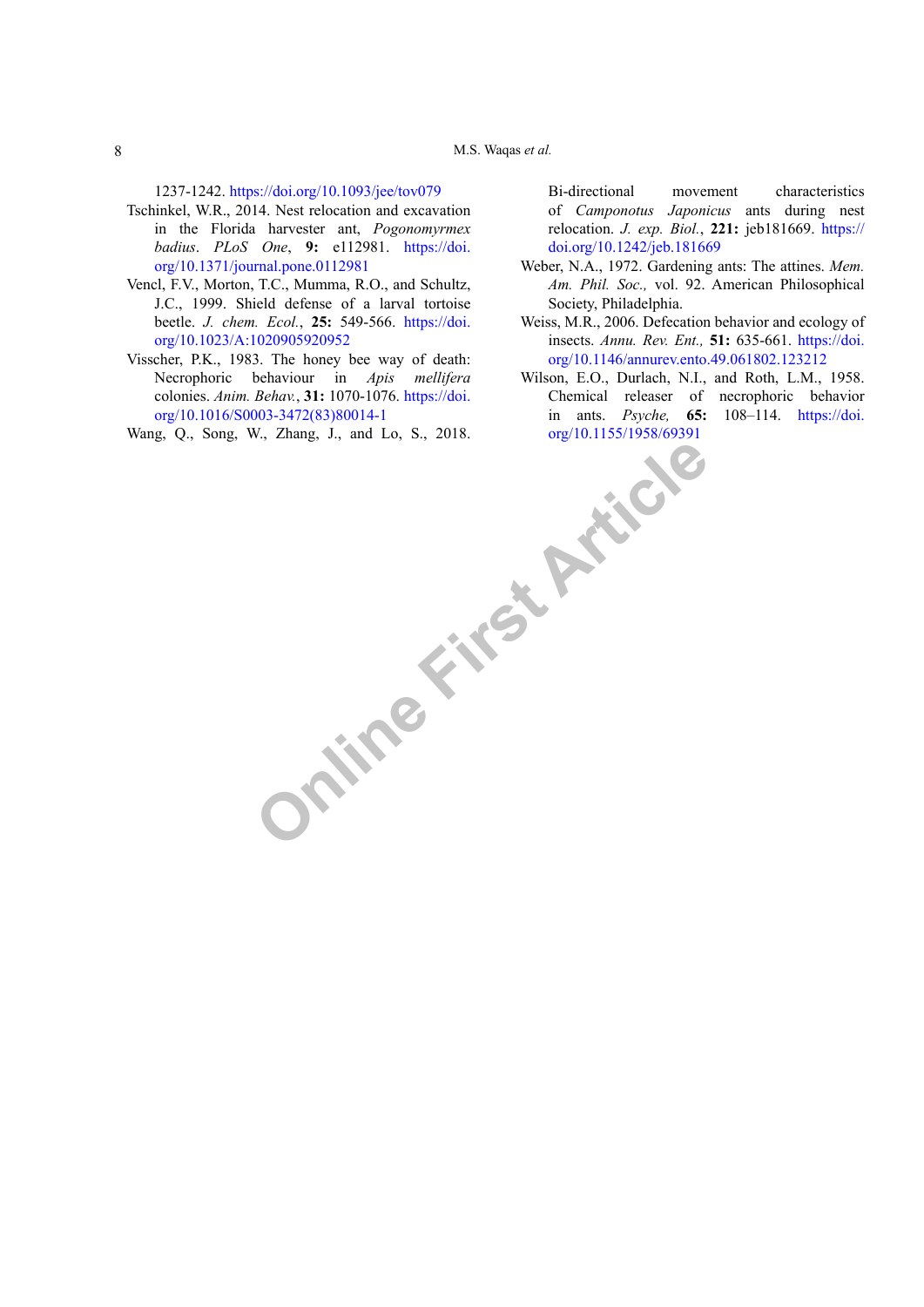1237-1242. https://doi.org/10.1093/jee/tov079

Tschinkel, W.R., 2014. Nest relocation and excavation in the Florida harvester ant, *Pogonomyrmex badius*. *PLoS One*, **9:** e112981. https://doi.org/10.1371/journal.pone.0112981

Vencl, F.V., Morton, T.C., Mumma, R.O., and Schultz, J.C., 1999. Shield defense of a larval tortoise beetle. *J. chem. Ecol.*, **25:** 549-566. https://doi.org/10.1023/A:1020905920952

Visscher, P.K., 1983. The honey bee way of death: Necrophoric behaviour in *Apis mellifera* colonies. *Anim. Behav.*, **31:** 1070-1076. https://doi.org/10.1016/S0003-3472(83)80014-1

Wang, Q., Song, W., Zhang, J., and Lo, S., 2018. Bi-directional movement characteristics of *Camponotus Japonicus* ants during nest relocation. *J. exp. Biol.*, **221:** jeb181669. https://doi.org/10.1242/jeb.181669

Weber, N.A., 1972. Gardening ants: The attines. *Mem. Am. Phil. Soc.,* vol. 92. American Philosophical Society, Philadelphia.

Weiss, M.R., 2006. Defecation behavior and ecology of insects. *Annu. Rev. Ent.,* **51:** 635-661. https://doi.org/10.1146/annurev.ento.49.061802.123212

Wilson, E.O., Durlach, N.I., and Roth, L.M., 1958. Chemical releaser of necrophoric behavior in ants. *Psyche,* **65:** 108–114. https://doi.org/10.1155/1958/69391